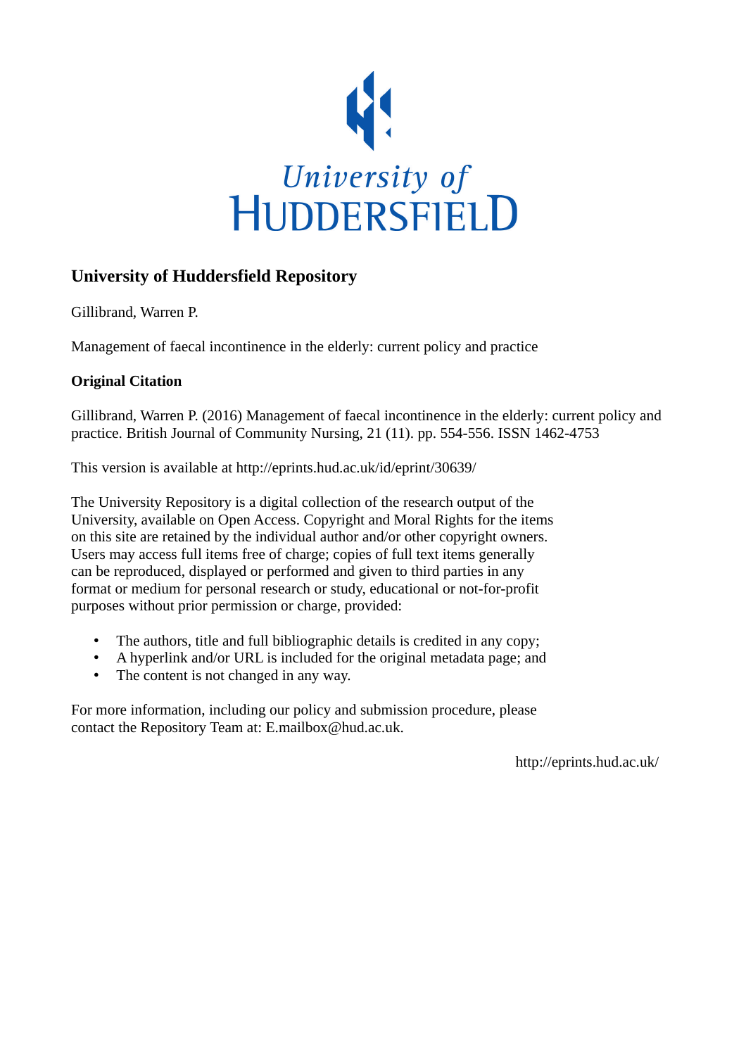University of
HUDDERSFIELD

# University of Huddersfield Repository

Gillibrand, Warren P.

Management of faecal incontinence in the elderly: current policy and practice

## Original Citation

Gillibrand, Warren P. (2016) Management of faecal incontinence in the elderly: current policy and practice. British Journal of Community Nursing, 21 (11). pp. 554-556. ISSN 1462-4753

This version is available at http://eprints.hud.ac.uk/id/eprint/30639/

The University Repository is a digital collection of the research output of the University, available on Open Access. Copyright and Moral Rights for the items on this site are retained by the individual author and/or other copyright owners. Users may access full items free of charge; copies of full text items generally can be reproduced, displayed or performed and given to third parties in any format or medium for personal research or study, educational or not-for-profit purposes without prior permission or charge, provided:

- The authors, title and full bibliographic details is credited in any copy;
- A hyperlink and/or URL is included for the original metadata page; and
- The content is not changed in any way.

For more information, including our policy and submission procedure, please contact the Repository Team at: E.mailbox@hud.ac.uk.

http://eprints.hud.ac.uk/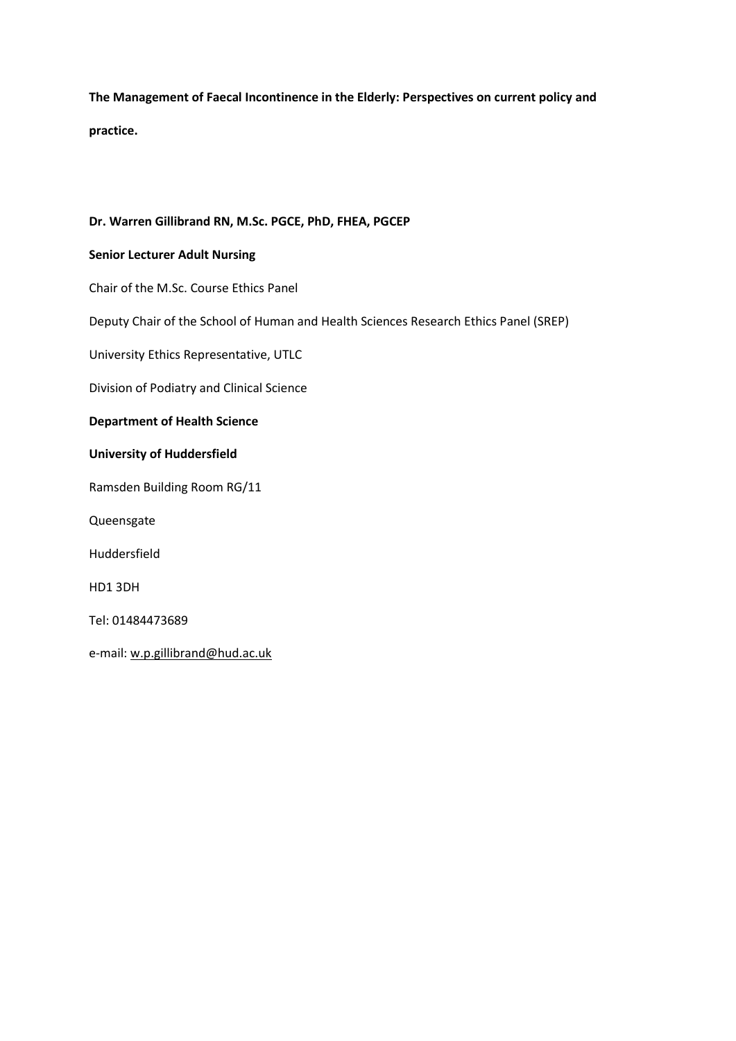**The Management of Faecal Incontinence in the Elderly: Perspectives on current policy and practice.**

**Dr. Warren Gillibrand RN, M.Sc. PGCE, PhD, FHEA, PGCEP**

**Senior Lecturer Adult Nursing**

Chair of the M.Sc. Course Ethics Panel

Deputy Chair of the School of Human and Health Sciences Research Ethics Panel (SREP)

University Ethics Representative, UTLC

Division of Podiatry and Clinical Science

**Department of Health Science**

**University of Huddersfield**

Ramsden Building Room RG/11

Queensgate

Huddersfield

HD1 3DH

Tel: 01484473689

e-mail: w.p.gillibrand@hud.ac.uk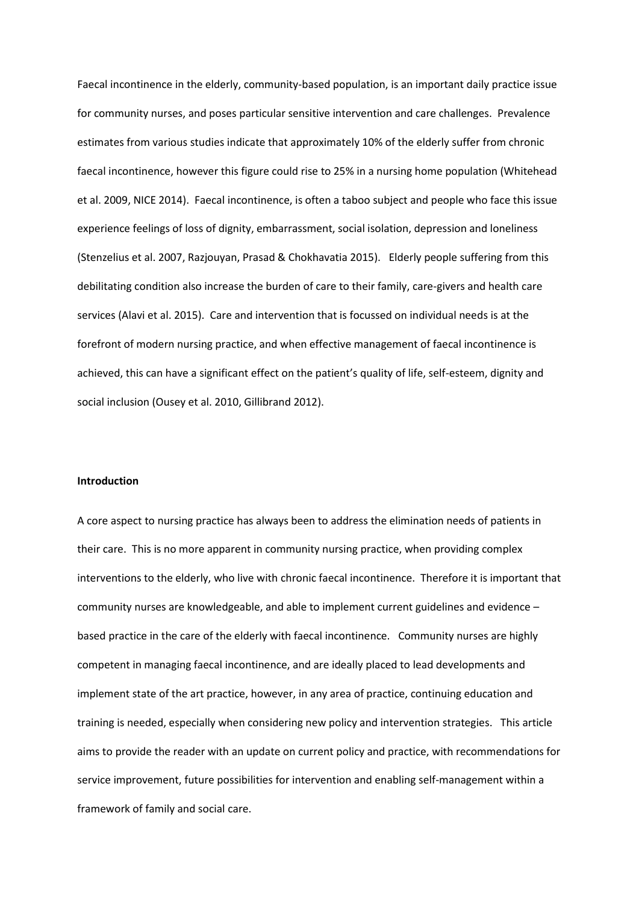Faecal incontinence in the elderly, community-based population, is an important daily practice issue for community nurses, and poses particular sensitive intervention and care challenges. Prevalence estimates from various studies indicate that approximately 10% of the elderly suffer from chronic faecal incontinence, however this figure could rise to 25% in a nursing home population (Whitehead et al. 2009, NICE 2014). Faecal incontinence, is often a taboo subject and people who face this issue experience feelings of loss of dignity, embarrassment, social isolation, depression and loneliness (Stenzelius et al. 2007, Razjouyan, Prasad & Chokhavatia 2015). Elderly people suffering from this debilitating condition also increase the burden of care to their family, care-givers and health care services (Alavi et al. 2015). Care and intervention that is focussed on individual needs is at the forefront of modern nursing practice, and when effective management of faecal incontinence is achieved, this can have a significant effect on the patient's quality of life, self-esteem, dignity and social inclusion (Ousey et al. 2010, Gillibrand 2012).

**Introduction**

A core aspect to nursing practice has always been to address the elimination needs of patients in their care. This is no more apparent in community nursing practice, when providing complex interventions to the elderly, who live with chronic faecal incontinence. Therefore it is important that community nurses are knowledgeable, and able to implement current guidelines and evidence – based practice in the care of the elderly with faecal incontinence. Community nurses are highly competent in managing faecal incontinence, and are ideally placed to lead developments and implement state of the art practice, however, in any area of practice, continuing education and training is needed, especially when considering new policy and intervention strategies. This article aims to provide the reader with an update on current policy and practice, with recommendations for service improvement, future possibilities for intervention and enabling self-management within a framework of family and social care.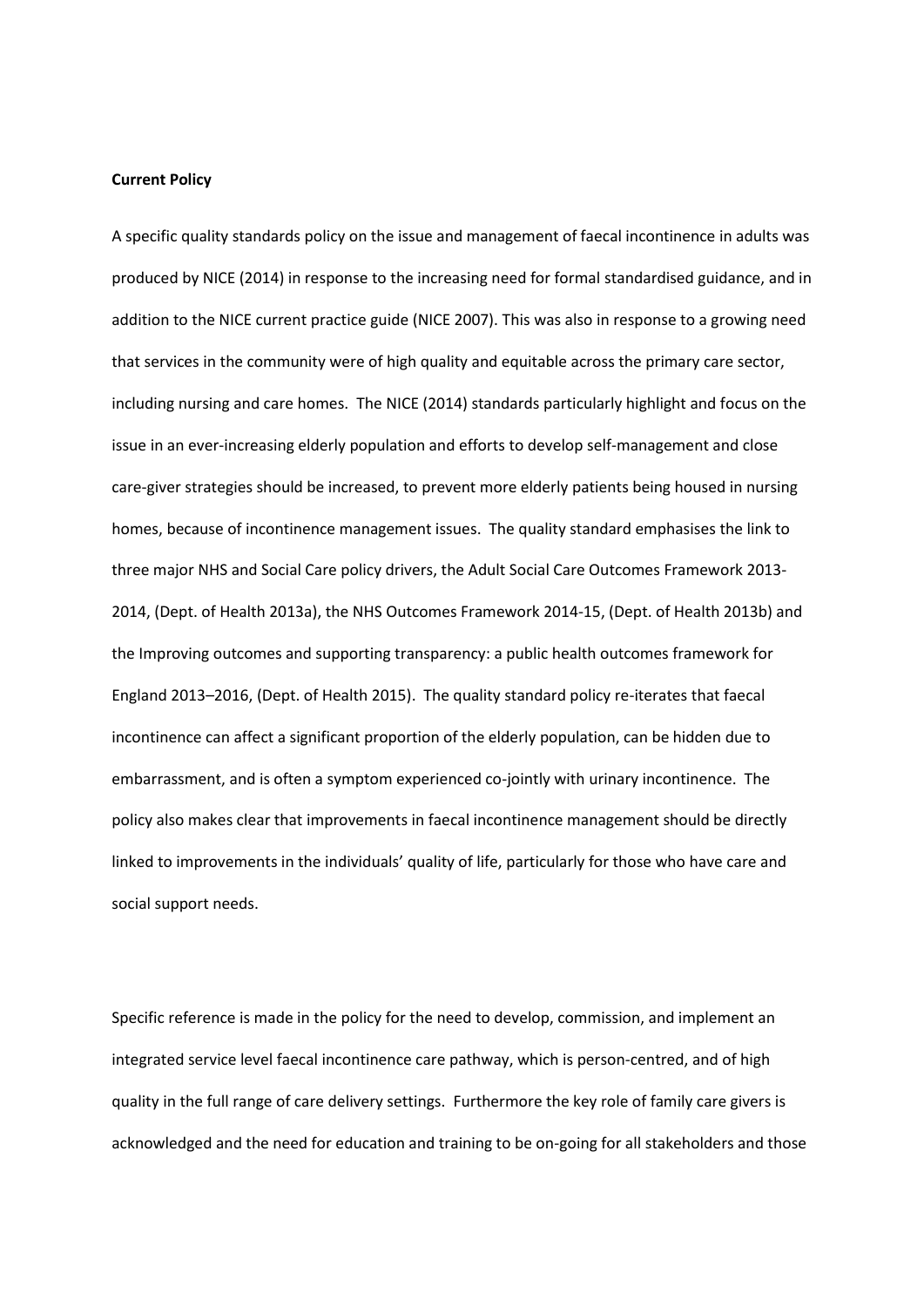**Current Policy**

A specific quality standards policy on the issue and management of faecal incontinence in adults was produced by NICE (2014) in response to the increasing need for formal standardised guidance, and in addition to the NICE current practice guide (NICE 2007). This was also in response to a growing need that services in the community were of high quality and equitable across the primary care sector, including nursing and care homes. The NICE (2014) standards particularly highlight and focus on the issue in an ever-increasing elderly population and efforts to develop self-management and close care-giver strategies should be increased, to prevent more elderly patients being housed in nursing homes, because of incontinence management issues. The quality standard emphasises the link to three major NHS and Social Care policy drivers, the Adult Social Care Outcomes Framework 2013-2014, (Dept. of Health 2013a), the NHS Outcomes Framework 2014-15, (Dept. of Health 2013b) and the Improving outcomes and supporting transparency: a public health outcomes framework for England 2013–2016, (Dept. of Health 2015). The quality standard policy re-iterates that faecal incontinence can affect a significant proportion of the elderly population, can be hidden due to embarrassment, and is often a symptom experienced co-jointly with urinary incontinence. The policy also makes clear that improvements in faecal incontinence management should be directly linked to improvements in the individuals' quality of life, particularly for those who have care and social support needs.

Specific reference is made in the policy for the need to develop, commission, and implement an integrated service level faecal incontinence care pathway, which is person-centred, and of high quality in the full range of care delivery settings. Furthermore the key role of family care givers is acknowledged and the need for education and training to be on-going for all stakeholders and those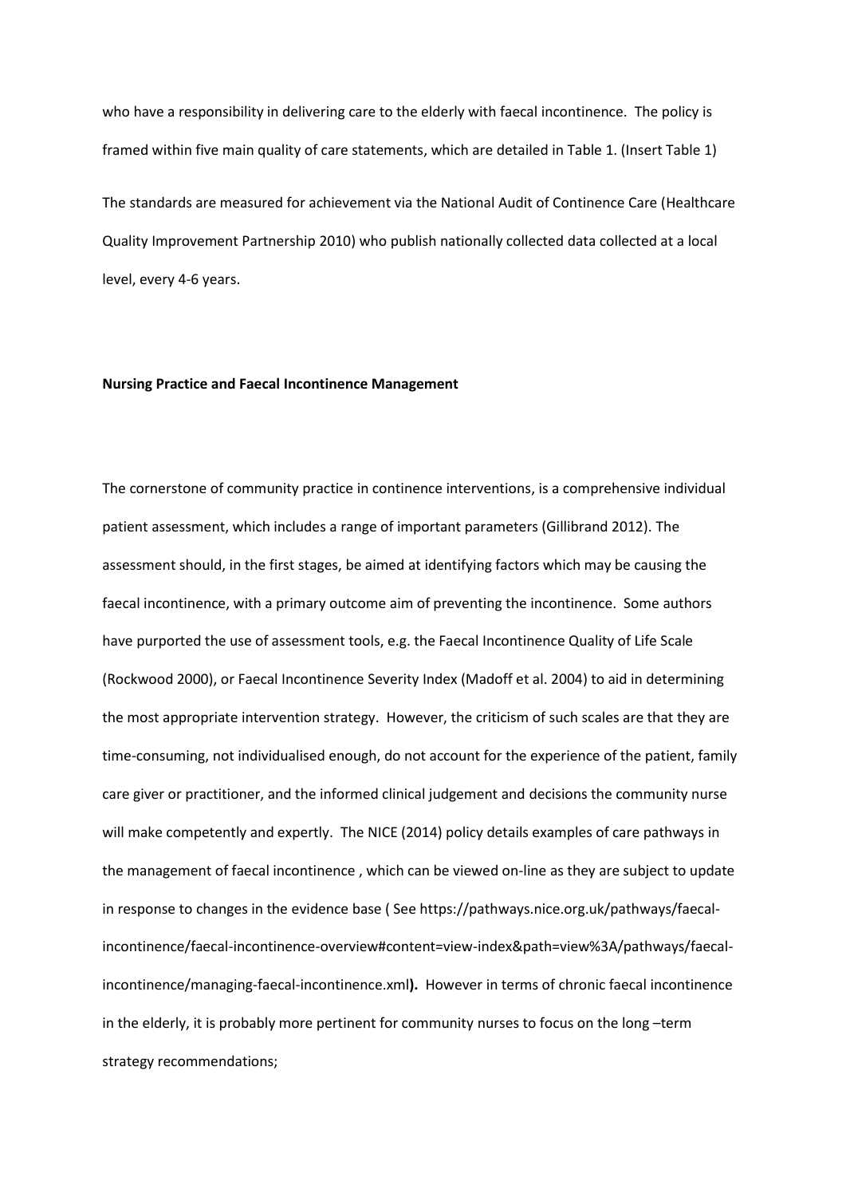who have a responsibility in delivering care to the elderly with faecal incontinence. The policy is framed within five main quality of care statements, which are detailed in Table 1. (Insert Table 1)

The standards are measured for achievement via the National Audit of Continence Care (Healthcare Quality Improvement Partnership 2010) who publish nationally collected data collected at a local level, every 4-6 years.

**Nursing Practice and Faecal Incontinence Management**

The cornerstone of community practice in continence interventions, is a comprehensive individual patient assessment, which includes a range of important parameters (Gillibrand 2012). The assessment should, in the first stages, be aimed at identifying factors which may be causing the faecal incontinence, with a primary outcome aim of preventing the incontinence. Some authors have purported the use of assessment tools, e.g. the Faecal Incontinence Quality of Life Scale (Rockwood 2000), or Faecal Incontinence Severity Index (Madoff et al. 2004) to aid in determining the most appropriate intervention strategy. However, the criticism of such scales are that they are time-consuming, not individualised enough, do not account for the experience of the patient, family care giver or practitioner, and the informed clinical judgement and decisions the community nurse will make competently and expertly. The NICE (2014) policy details examples of care pathways in the management of faecal incontinence , which can be viewed on-line as they are subject to update in response to changes in the evidence base ( See https://pathways.nice.org.uk/pathways/faecal-incontinence/faecal-incontinence-overview#content=view-index&path=view%3A/pathways/faecal-incontinence/managing-faecal-incontinence.xml**).** However in terms of chronic faecal incontinence in the elderly, it is probably more pertinent for community nurses to focus on the long –term strategy recommendations;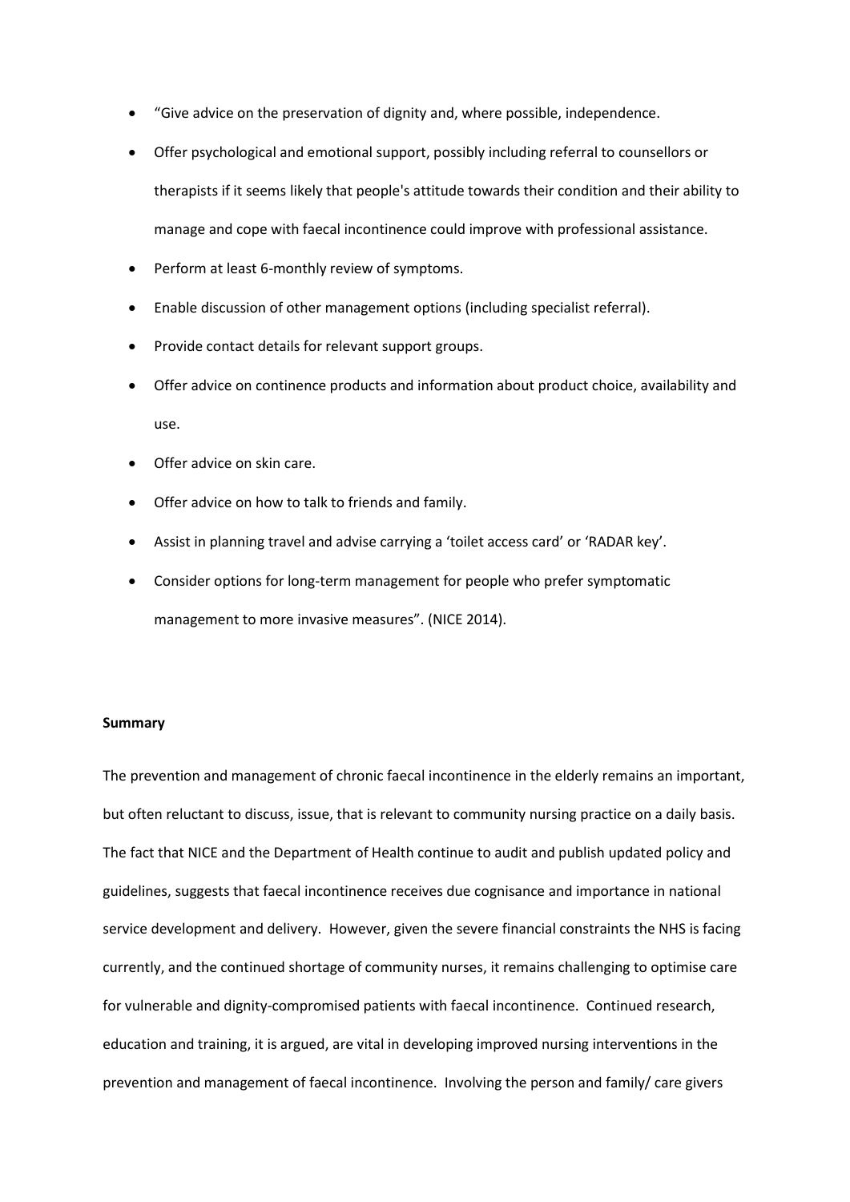- "Give advice on the preservation of dignity and, where possible, independence.
- Offer psychological and emotional support, possibly including referral to counsellors or therapists if it seems likely that people's attitude towards their condition and their ability to manage and cope with faecal incontinence could improve with professional assistance.
- Perform at least 6-monthly review of symptoms.
- Enable discussion of other management options (including specialist referral).
- Provide contact details for relevant support groups.
- Offer advice on continence products and information about product choice, availability and use.
- Offer advice on skin care.
- Offer advice on how to talk to friends and family.
- Assist in planning travel and advise carrying a 'toilet access card' or 'RADAR key'.
- Consider options for long-term management for people who prefer symptomatic management to more invasive measures". (NICE 2014).

**Summary**

The prevention and management of chronic faecal incontinence in the elderly remains an important, but often reluctant to discuss, issue, that is relevant to community nursing practice on a daily basis. The fact that NICE and the Department of Health continue to audit and publish updated policy and guidelines, suggests that faecal incontinence receives due cognisance and importance in national service development and delivery. However, given the severe financial constraints the NHS is facing currently, and the continued shortage of community nurses, it remains challenging to optimise care for vulnerable and dignity-compromised patients with faecal incontinence. Continued research, education and training, it is argued, are vital in developing improved nursing interventions in the prevention and management of faecal incontinence. Involving the person and family/ care givers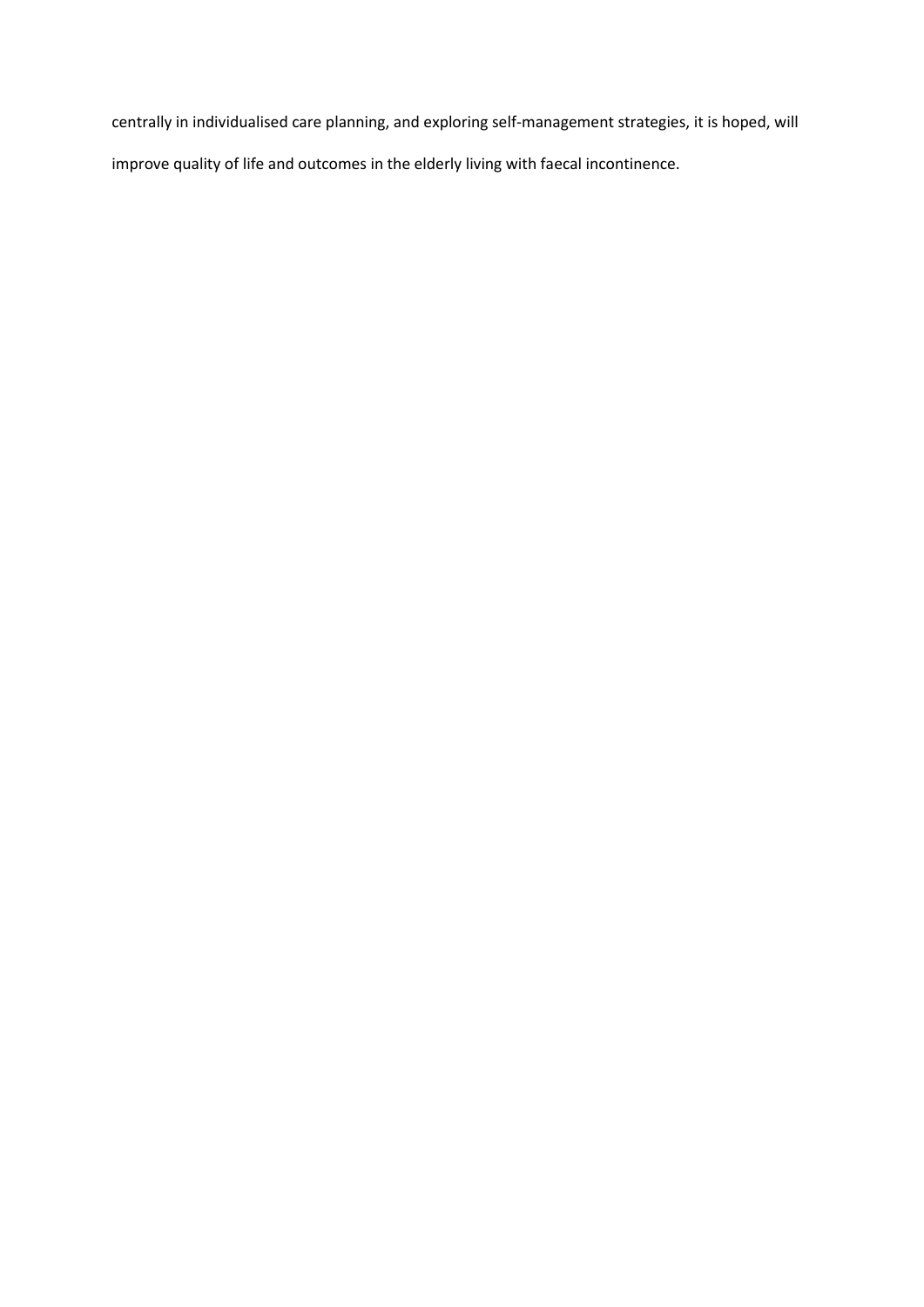centrally in individualised care planning, and exploring self-management strategies, it is hoped, will improve quality of life and outcomes in the elderly living with faecal incontinence.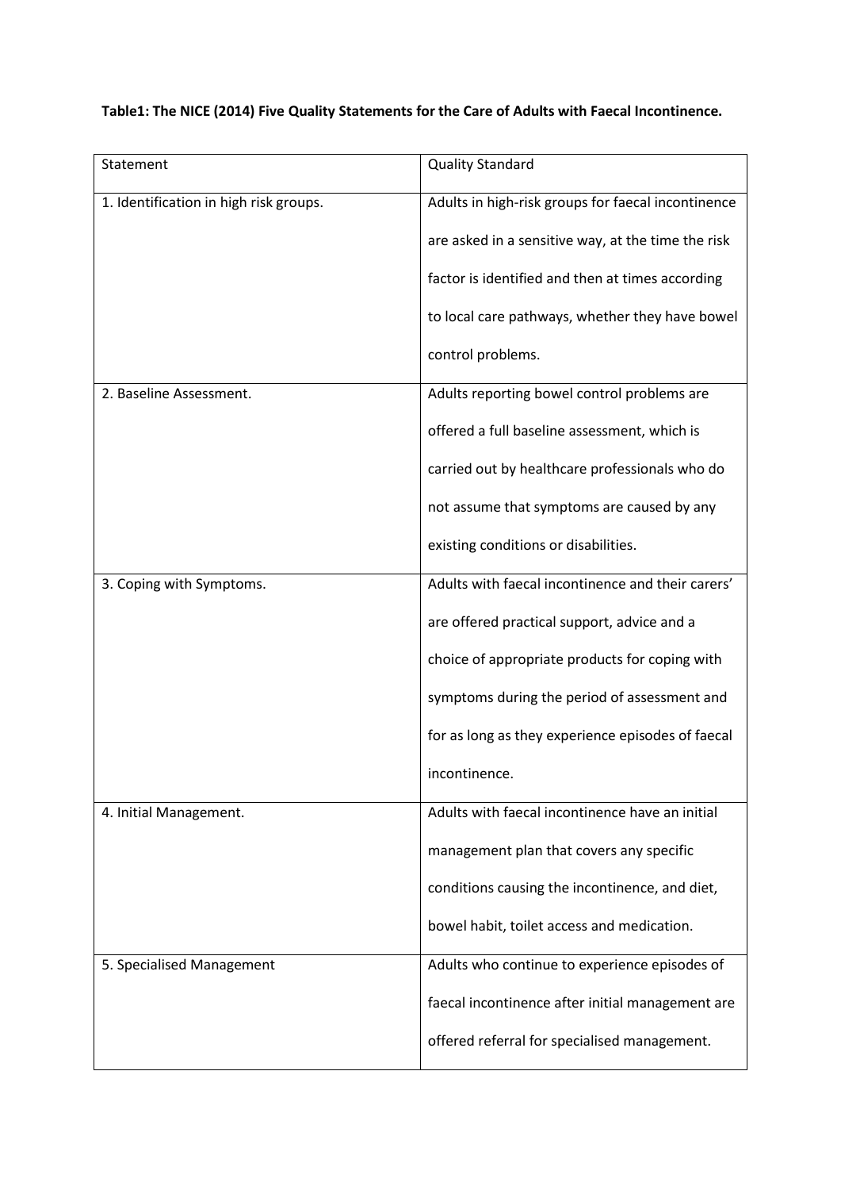**Table1: The NICE (2014) Five Quality Statements for the Care of Adults with Faecal Incontinence.**

| Statement | Quality Standard |
| --- | --- |
| 1. Identification in high risk groups. | Adults in high-risk groups for faecal incontinence are asked in a sensitive way, at the time the risk factor is identified and then at times according to local care pathways, whether they have bowel control problems. |
| 2. Baseline Assessment. | Adults reporting bowel control problems are offered a full baseline assessment, which is carried out by healthcare professionals who do not assume that symptoms are caused by any existing conditions or disabilities. |
| 3. Coping with Symptoms. | Adults with faecal incontinence and their carers' are offered practical support, advice and a choice of appropriate products for coping with symptoms during the period of assessment and for as long as they experience episodes of faecal incontinence. |
| 4. Initial Management. | Adults with faecal incontinence have an initial management plan that covers any specific conditions causing the incontinence, and diet, bowel habit, toilet access and medication. |
| 5. Specialised Management | Adults who continue to experience episodes of faecal incontinence after initial management are offered referral for specialised management. |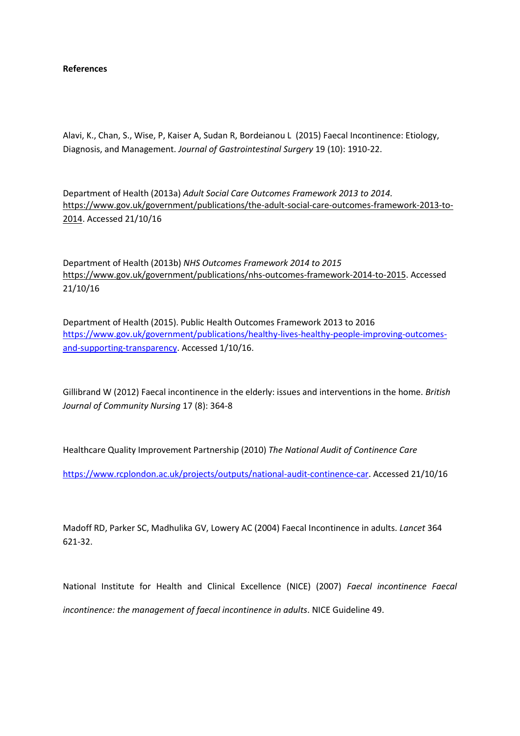**References**

Alavi, K., Chan, S., Wise, P, Kaiser A, Sudan R, Bordeianou L (2015) Faecal Incontinence: Etiology, Diagnosis, and Management. *Journal of Gastrointestinal Surgery* 19 (10): 1910-22.

Department of Health (2013a) *Adult Social Care Outcomes Framework 2013 to 2014.* https://www.gov.uk/government/publications/the-adult-social-care-outcomes-framework-2013-to-2014. Accessed 21/10/16

Department of Health (2013b) *NHS Outcomes Framework 2014 to 2015* https://www.gov.uk/government/publications/nhs-outcomes-framework-2014-to-2015. Accessed 21/10/16

Department of Health (2015). Public Health Outcomes Framework 2013 to 2016 https://www.gov.uk/government/publications/healthy-lives-healthy-people-improving-outcomes-and-supporting-transparency. Accessed 1/10/16.

Gillibrand W (2012) Faecal incontinence in the elderly: issues and interventions in the home. *British Journal of Community Nursing* 17 (8): 364-8

Healthcare Quality Improvement Partnership (2010) *The National Audit of Continence Care*

https://www.rcplondon.ac.uk/projects/outputs/national-audit-continence-car. Accessed 21/10/16

Madoff RD, Parker SC, Madhulika GV, Lowery AC (2004) Faecal Incontinence in adults. *Lancet* 364 621-32.

National Institute for Health and Clinical Excellence (NICE) (2007) *Faecal incontinence Faecal incontinence: the management of faecal incontinence in adults*. NICE Guideline 49.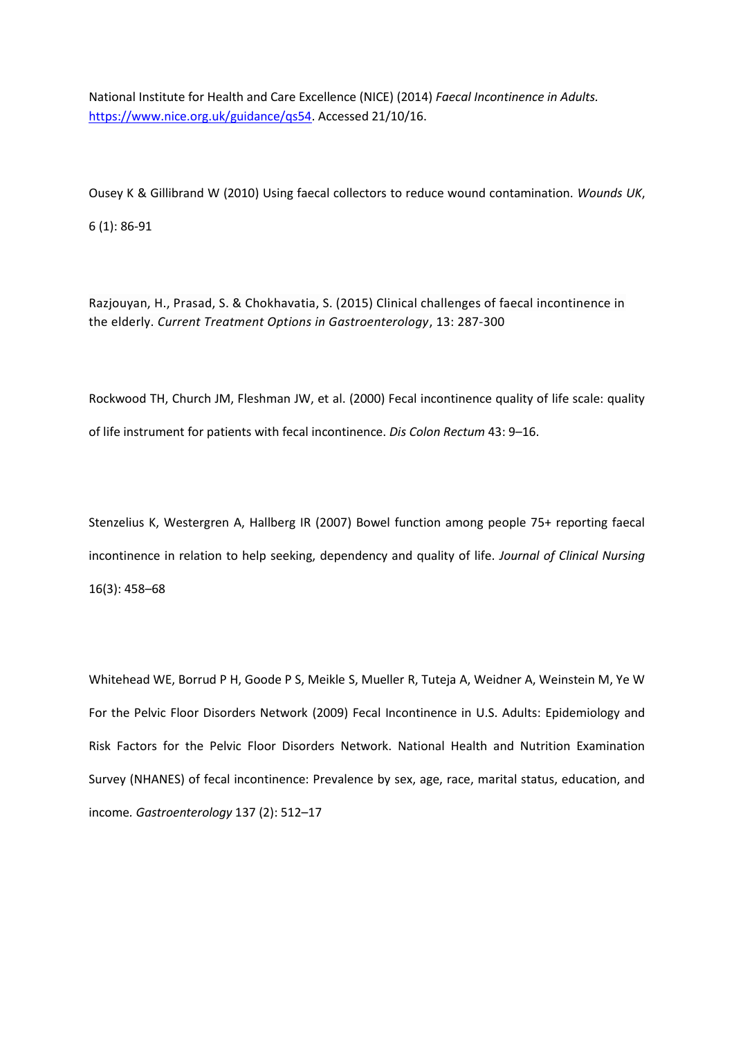National Institute for Health and Care Excellence (NICE) (2014) *Faecal Incontinence in Adults.* https://www.nice.org.uk/guidance/qs54. Accessed 21/10/16.

Ousey K & Gillibrand W (2010) Using faecal collectors to reduce wound contamination. *Wounds UK*, 6 (1): 86-91

Razjouyan, H., Prasad, S. & Chokhavatia, S. (2015) Clinical challenges of faecal incontinence in the elderly. *Current Treatment Options in Gastroenterology*, 13: 287-300

Rockwood TH, Church JM, Fleshman JW, et al. (2000) Fecal incontinence quality of life scale: quality of life instrument for patients with fecal incontinence. *Dis Colon Rectum* 43: 9–16.

Stenzelius K, Westergren A, Hallberg IR (2007) Bowel function among people 75+ reporting faecal incontinence in relation to help seeking, dependency and quality of life. *Journal of Clinical Nursing* 16(3): 458–68

Whitehead WE, Borrud P H, Goode P S, Meikle S, Mueller R, Tuteja A, Weidner A, Weinstein M, Ye W For the Pelvic Floor Disorders Network (2009) Fecal Incontinence in U.S. Adults: Epidemiology and Risk Factors for the Pelvic Floor Disorders Network. National Health and Nutrition Examination Survey (NHANES) of fecal incontinence: Prevalence by sex, age, race, marital status, education, and income. *Gastroenterology* 137 (2): 512–17